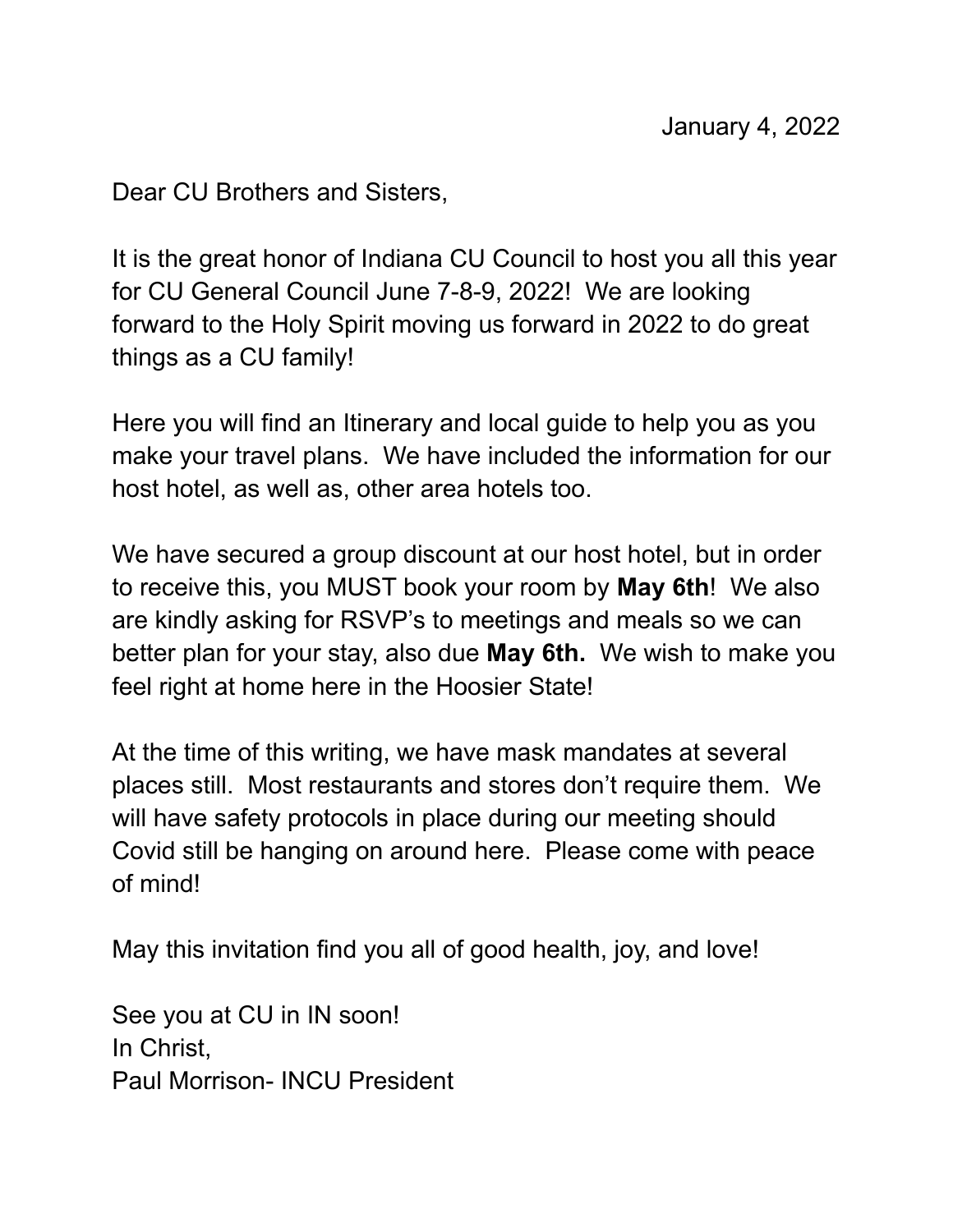January 4, 2022

Dear CU Brothers and Sisters,

It is the great honor of Indiana CU Council to host you all this year for CU General Council June 7-8-9, 2022! We are looking forward to the Holy Spirit moving us forward in 2022 to do great things as a CU family!

Here you will find an Itinerary and local guide to help you as you make your travel plans. We have included the information for our host hotel, as well as, other area hotels too.

We have secured a group discount at our host hotel, but in order to receive this, you MUST book your room by **May 6th**! We also are kindly asking for RSVP's to meetings and meals so we can better plan for your stay, also due **May 6th.** We wish to make you feel right at home here in the Hoosier State!

At the time of this writing, we have mask mandates at several places still. Most restaurants and stores don't require them. We will have safety protocols in place during our meeting should Covid still be hanging on around here. Please come with peace of mind!

May this invitation find you all of good health, joy, and love!

See you at CU in IN soon!
In Christ,
Paul Morrison- INCU President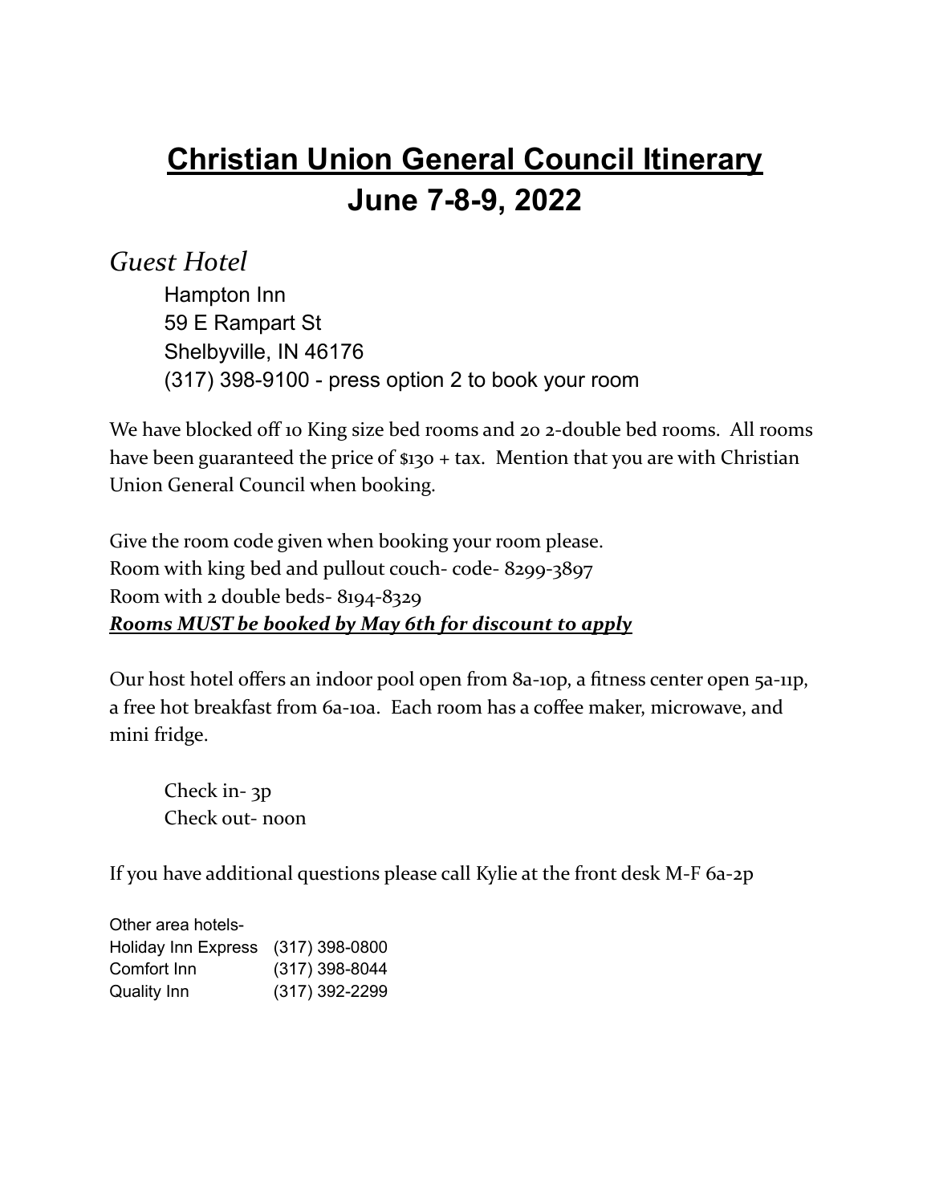# **Christian Union General Council Itinerary**
# **June 7-8-9, 2022**

*Guest Hotel*

Hampton Inn
59 E Rampart St
Shelbyville, IN 46176
(317) 398-9100 - press option 2 to book your room

We have blocked off 10 King size bed rooms and 20 2-double bed rooms. All rooms have been guaranteed the price of $130 + tax. Mention that you are with Christian Union General Council when booking.

Give the room code given when booking your room please.
Room with king bed and pullout couch- code- 8299-3897
Room with 2 double beds- 8194-8329
***Rooms MUST be booked by May 6th for discount to apply***

Our host hotel offers an indoor pool open from 8a-10p, a fitness center open 5a-11p, a free hot breakfast from 6a-10a. Each room has a coffee maker, microwave, and mini fridge.

Check in- 3p
Check out- noon

If you have additional questions please call Kylie at the front desk M-F 6a-2p

Other area hotels-

| | |
|---|---|
| Holiday Inn Express | (317) 398-0800 |
| Comfort Inn | (317) 398-8044 |
| Quality Inn | (317) 392-2299 |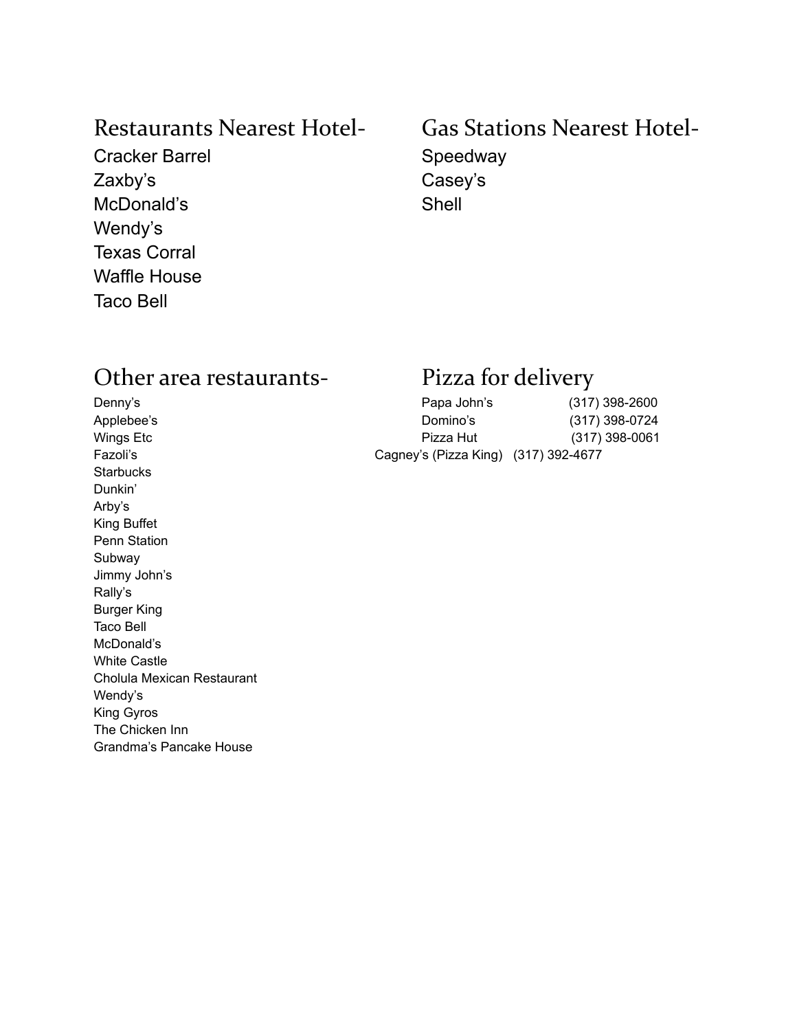## Restaurants Nearest Hotel-

Cracker Barrel
Zaxby's
McDonald's
Wendy's
Texas Corral
Waffle House
Taco Bell

## Gas Stations Nearest Hotel-

Speedway
Casey's
Shell

## Other area restaurants-

Denny's
Applebee's
Wings Etc
Fazoli's
Starbucks
Dunkin'
Arby's
King Buffet
Penn Station
Subway
Jimmy John's
Rally's
Burger King
Taco Bell
McDonald's
White Castle
Cholula Mexican Restaurant
Wendy's
King Gyros
The Chicken Inn
Grandma's Pancake House

## Pizza for delivery

Papa John's (317) 398-2600
Domino's (317) 398-0724
Pizza Hut (317) 398-0061
Cagney's (Pizza King) (317) 392-4677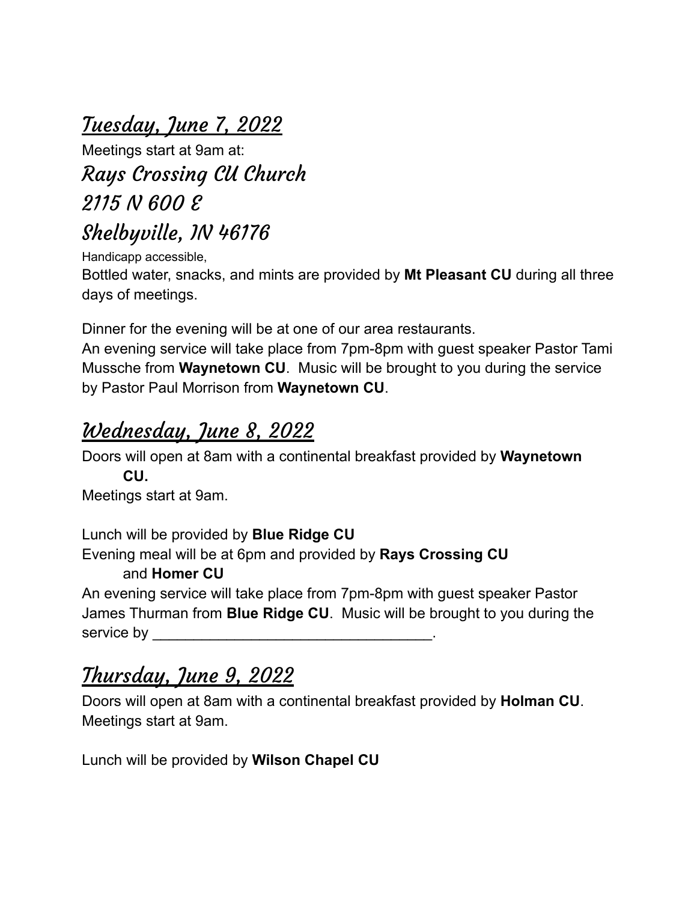## Tuesday, June 7, 2022

Meetings start at 9am at:

### Rays Crossing CU Church
### 2115 N 600 E
### Shelbyville, IN 46176

Handicapp accessible,

Bottled water, snacks, and mints are provided by **Mt Pleasant CU** during all three days of meetings.

Dinner for the evening will be at one of our area restaurants.

An evening service will take place from 7pm-8pm with guest speaker Pastor Tami Mussche from **Waynetown CU**. Music will be brought to you during the service by Pastor Paul Morrison from **Waynetown CU**.

## Wednesday, June 8, 2022

Doors will open at 8am with a continental breakfast provided by **Waynetown CU.**

Meetings start at 9am.

Lunch will be provided by **Blue Ridge CU**

Evening meal will be at 6pm and provided by **Rays Crossing CU** and **Homer CU**

An evening service will take place from 7pm-8pm with guest speaker Pastor James Thurman from **Blue Ridge CU**. Music will be brought to you during the service by ___________________________________.

## Thursday, June 9, 2022

Doors will open at 8am with a continental breakfast provided by **Holman CU**.

Meetings start at 9am.

Lunch will be provided by **Wilson Chapel CU**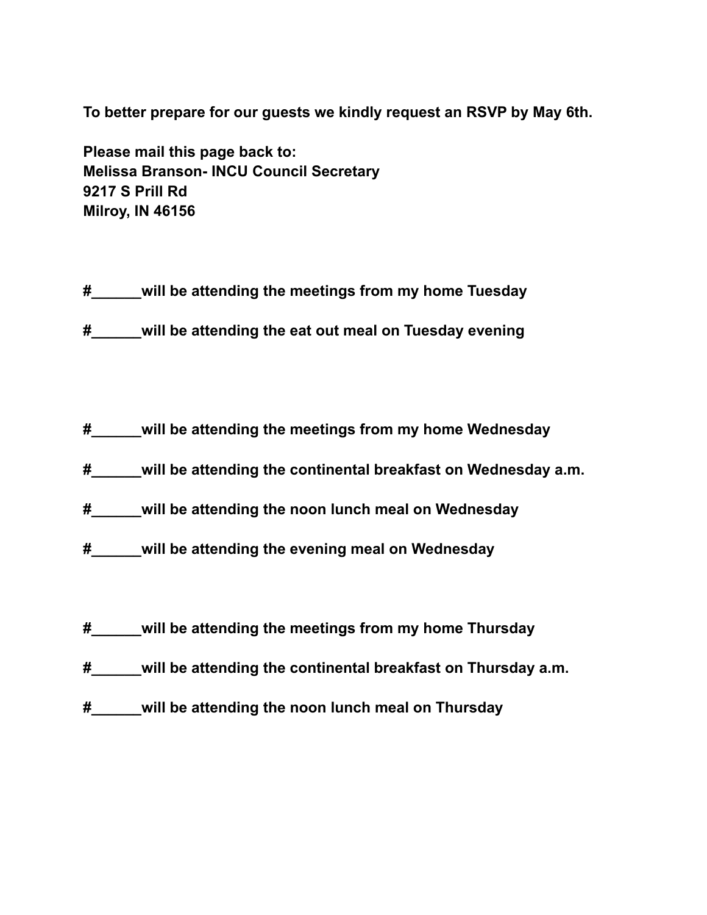**To better prepare for our guests we kindly request an RSVP by May 6th.**

**Please mail this page back to:**
**Melissa Branson- INCU Council Secretary**
**9217 S Prill Rd**
**Milroy, IN 46156**

**#______will be attending the meetings from my home Tuesday**

**#______will be attending the eat out meal on Tuesday evening**

**#______will be attending the meetings from my home Wednesday**

**#______will be attending the continental breakfast on Wednesday a.m.**

**#______will be attending the noon lunch meal on Wednesday**

**#______will be attending the evening meal on Wednesday**

**#______will be attending the meetings from my home Thursday**

**#______will be attending the continental breakfast on Thursday a.m.**

**#______will be attending the noon lunch meal on Thursday**